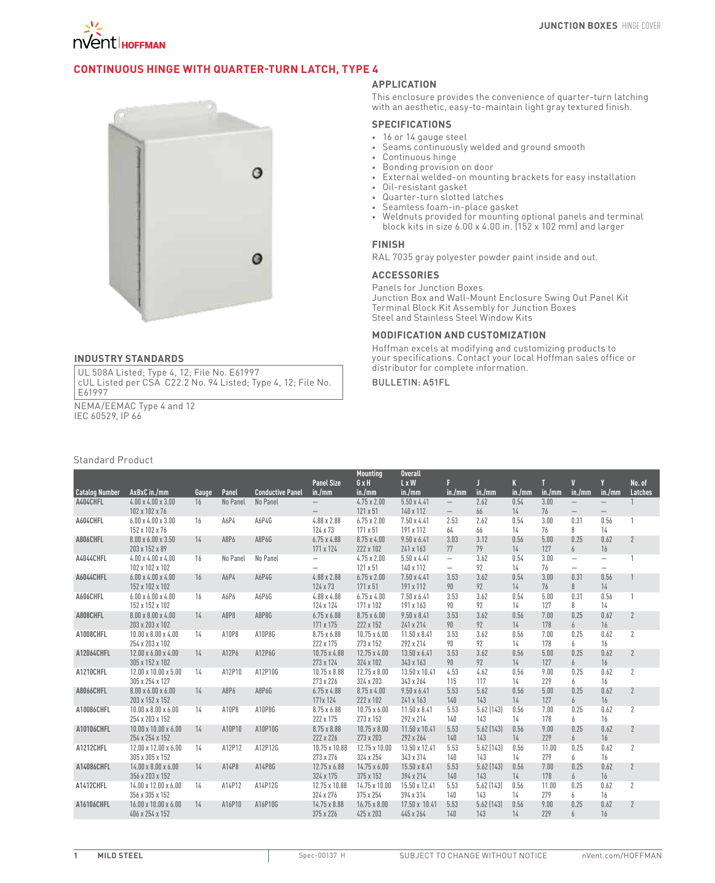# CONTINUOUS HINGE WITH QUARTER-TURN LATCH, TYPE 4

## APPLICATION

This enclosure provides the convenience of quarter-turn latching with an aesthetic, easy-to-maintain light gray textured finish.

## SPECIFICATIONS

- 16 or 14 gauge steel
- Seams continuously welded and ground smooth
- Continuous hinge
- Bonding provision on door
- External welded-on mounting brackets for easy installation
- Oil-resistant gasket
- Quarter-turn slotted latches
- Seamless foam-in-place gasket
- Weldnuts provided for mounting optional panels and terminal block kits in size 6.00 x 4.00 in. (152 x 102 mm) and larger

## FINISH

RAL 7035 gray polyester powder paint inside and out.

## ACCESSORIES

Panels for Junction Boxes
Junction Box and Wall-Mount Enclosure Swing Out Panel Kit
Terminal Block Kit Assembly for Junction Boxes
Steel and Stainless Steel Window Kits

## MODIFICATION AND CUSTOMIZATION

Hoffman excels at modifying and customizing products to your specifications. Contact your local Hoffman sales office or distributor for complete information.

BULLETIN: A51FL

## INDUSTRY STANDARDS

UL 508A Listed; Type 4, 12; File No. E61997
cUL Listed per CSA C22.2 No. 94 Listed; Type 4, 12; File No. E61997

NEMA/EEMAC Type 4 and 12
IEC 60529, IP 66

Standard Product

| Catalog Number | AxBxC in./mm | Gauge | Panel | Conductive Panel | Panel Size in./mm | Mounting G x H in./mm | Overall L x W in./mm | F in./mm | J in./mm | K in./mm | T in./mm | V in./mm | Y in./mm | No. of Latches |
|---|---|---|---|---|---|---|---|---|---|---|---|---|---|---|
| A404CHFL | 4.00 x 4.00 x 3.00<br>102 x 102 x 76 | 16 | No Panel | No Panel | —<br>— | 4.75 x 2.00<br>121 x 51 | 5.50 x 4.41<br>140 x 112 | —<br>— | 2.62<br>66 | 0.54<br>14 | 3.00<br>76 | —<br>— | —<br>— | 1 |
| A604CHFL | 6.00 x 4.00 x 3.00<br>152 x 102 x 76 | 16 | A6P4 | A6P4G | 4.88 x 2.88<br>124 x 73 | 6.75 x 2.00<br>171 x 51 | 7.50 x 4.41<br>191 x 112 | 2.53<br>64 | 2.62<br>66 | 0.54<br>14 | 3.00<br>76 | 0.31<br>8 | 0.56<br>14 | 1 |
| A806CHFL | 8.00 x 6.00 x 3.50<br>203 x 152 x 89 | 14 | A8P6 | A8P6G | 6.75 x 4.88<br>171 x 124 | 8.75 x 4.00<br>222 x 102 | 9.50 x 6.41<br>241 x 163 | 3.03<br>77 | 3.12<br>79 | 0.56<br>14 | 5.00<br>127 | 0.25<br>6 | 0.62<br>16 | 2 |
| A4044CHFL | 4.00 x 4.00 x 4.00<br>102 x 102 x 102 | 16 | No Panel | No Panel | —<br>— | 4.75 x 2.00<br>121 x 51 | 5.50 x 4.41<br>140 x 112 | —<br>— | 3.62<br>92 | 0.54<br>14 | 3.00<br>76 | —<br>— | —<br>— | 1 |
| A6044CHFL | 6.00 x 4.00 x 4.00<br>152 x 102 x 102 | 16 | A6P4 | A6P4G | 4.88 x 2.88<br>124 x 73 | 6.75 x 2.00<br>171 x 51 | 7.50 x 4.41<br>191 x 112 | 3.53<br>90 | 3.62<br>92 | 0.54<br>14 | 3.00<br>76 | 0.31<br>8 | 0.56<br>14 | 1 |
| A606CHFL | 6.00 x 6.00 x 4.00<br>152 x 152 x 102 | 16 | A6P6 | A6P6G | 4.88 x 4.88<br>124 x 124 | 6.75 x 4.00<br>171 x 102 | 7.50 x 6.41<br>191 x 163 | 3.53<br>90 | 3.62<br>92 | 0.54<br>14 | 5.00<br>127 | 0.31<br>8 | 0.56<br>14 | 1 |
| A808CHFL | 8.00 x 8.00 x 4.00<br>203 x 203 x 102 | 14 | A8P8 | A8P8G | 6.75 x 6.88<br>171 x 175 | 8.75 x 6.00<br>222 x 152 | 9.50 x 8.41<br>241 x 214 | 3.53<br>90 | 3.62<br>92 | 0.56<br>14 | 7.00<br>178 | 0.25<br>6 | 0.62<br>16 | 2 |
| A1008CHFL | 10.00 x 8.00 x 4.00<br>254 x 203 x 102 | 14 | A10P8 | A10P8G | 8.75 x 6.88<br>222 x 175 | 10.75 x 6.00<br>273 x 152 | 11.50 x 8.41<br>292 x 214 | 3.53<br>90 | 3.62<br>92 | 0.56<br>14 | 7.00<br>178 | 0.25<br>6 | 0.62<br>16 | 2 |
| A12064CHFL | 12.00 x 6.00 x 4.00<br>305 x 152 x 102 | 14 | A12P6 | A12P6G | 10.75 x 4.88<br>273 x 124 | 12.75 x 4.00<br>324 x 102 | 13.50 x 6.41<br>343 x 163 | 3.53<br>90 | 3.62<br>92 | 0.56<br>14 | 5.00<br>127 | 0.25<br>6 | 0.62<br>16 | 2 |
| A1210CHFL | 12.00 x 10.00 x 5.00<br>305 x 254 x 127 | 14 | A12P10 | A12P10G | 10.75 x 8.88<br>273 x 226 | 12.75 x 8.00<br>324 x 203 | 13.50 x 10.41<br>343 x 264 | 4.53<br>115 | 4.62<br>117 | 0.56<br>14 | 9.00<br>229 | 0.25<br>6 | 0.62<br>16 | 2 |
| A8066CHFL | 8.00 x 6.00 x 6.00<br>203 x 152 x 152 | 14 | A8P6 | A8P6G | 6.75 x 4.88<br>171x 124 | 8.75 x 4.00<br>222 x 102 | 9.50 x 6.41<br>241 x 163 | 5.53<br>140 | 5.62<br>143 | 0.56<br>14 | 5.00<br>127 | 0.25<br>6 | 0.62<br>16 | 2 |
| A10086CHFL | 10.00 x 8.00 x 6.00<br>254 x 203 x 152 | 14 | A10P8 | A10P8G | 8.75 x 6.88<br>222 x 175 | 10.75 x 6.00<br>273 x 152 | 11.50 x 8.41<br>292 x 214 | 5.53<br>140 | 5.62 (143)<br>143 | 0.56<br>14 | 7.00<br>178 | 0.25<br>6 | 0.62<br>16 | 2 |
| A10106CHFL | 10.00 x 10.00 x 6.00<br>254 x 254 x 152 | 14 | A10P10 | A10P10G | 8.75 x 8.88<br>222 x 226 | 10.75 x 8.00<br>273 x 203 | 11.50 x 10.41<br>292 x 264 | 5.53<br>140 | 5.62 (143)<br>143 | 0.56<br>14 | 9.00<br>229 | 0.25<br>6 | 0.62<br>16 | 2 |
| A1212CHFL | 12.00 x 12.00 x 6.00<br>305 x 305 x 152 | 14 | A12P12 | A12P12G | 10.75 x 10.88<br>273 x 276 | 12.75 x 10.00<br>324 x 254 | 13.50 x 12.41<br>343 x 314 | 5.53<br>140 | 5.62 (143)<br>143 | 0.56<br>14 | 11.00<br>279 | 0.25<br>6 | 0.62<br>16 | 2 |
| A14086CHFL | 14.00 x 8.00 x 6.00<br>356 x 203 x 152 | 14 | A14P8 | A14P8G | 12.75 x 6.88<br>324 x 175 | 14.75 x 6.00<br>375 x 152 | 15.50 x 8.41<br>394 x 214 | 5.53<br>140 | 5.62 (143)<br>143 | 0.56<br>14 | 7.00<br>178 | 0.25<br>6 | 0.62<br>16 | 2 |
| A1412CHFL | 14.00 x 12.00 x 6.00<br>356 x 305 x 152 | 14 | A14P12 | A14P12G | 12.75 x 10.88<br>324 x 276 | 14.75 x 10.00<br>375 x 254 | 15.50 x 12.41<br>394 x 314 | 5.53<br>140 | 5.62 (143)<br>143 | 0.56<br>14 | 11.00<br>279 | 0.25<br>6 | 0.62<br>16 | 2 |
| A16106CHFL | 16.00 x 10.00 x 6.00<br>406 x 254 x 152 | 14 | A16P10 | A16P10G | 14.75 x 8.88<br>375 x 226 | 16.75 x 8.00<br>425 x 203 | 17.50 x 10.41<br>445 x 264 | 5.53<br>140 | 5.62 (143)<br>143 | 0.56<br>14 | 9.00<br>229 | 0.25<br>6 | 0.62<br>16 | 2 |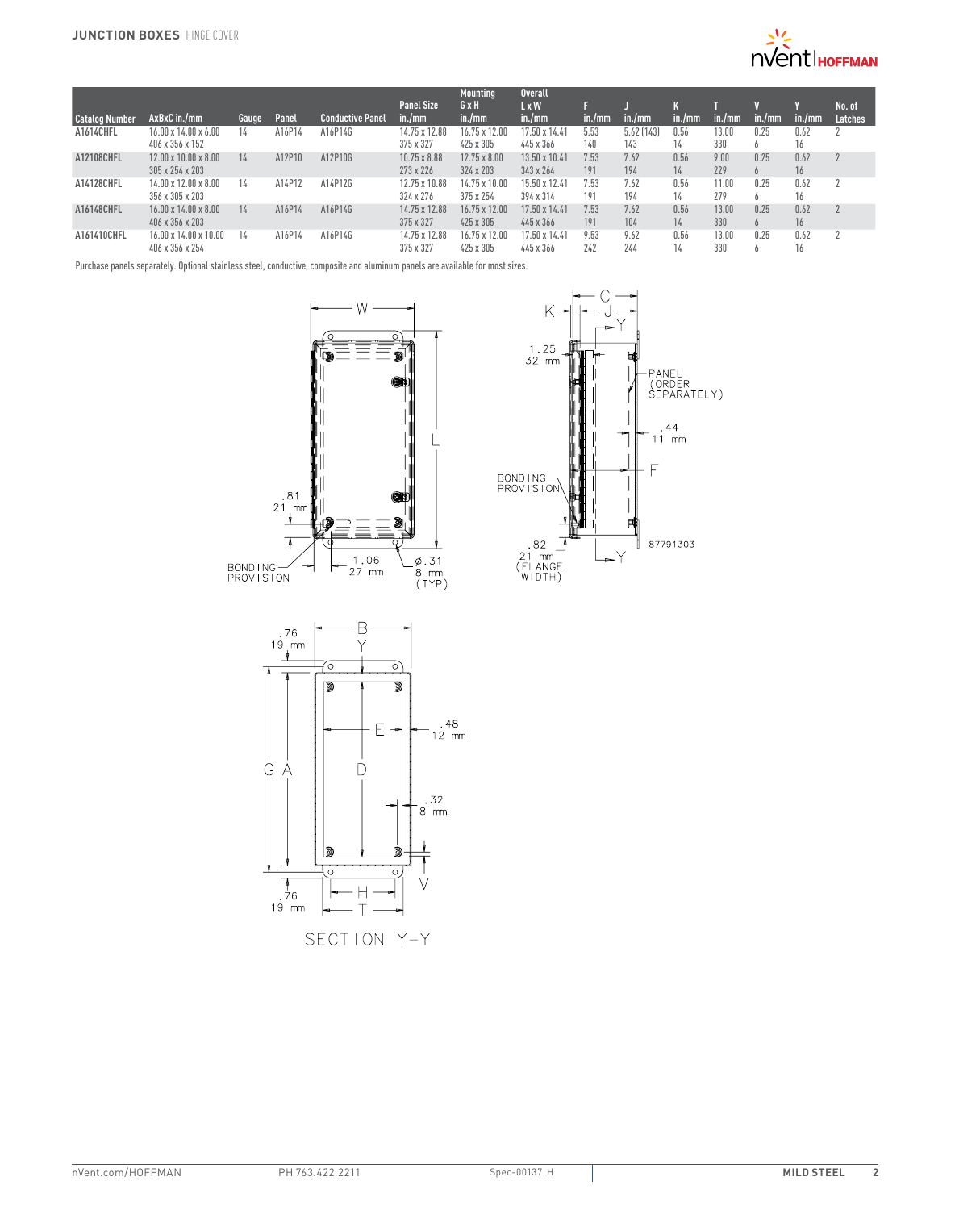# JUNCTION BOXES HINGE COVER

| Catalog Number | AxBxC in./mm | Gauge | Panel | Conductive Panel | Panel Size in./mm | Mounting G x H in./mm | Overall L x W in./mm | F in./mm | J in./mm | K in./mm | T in./mm | V in./mm | Y in./mm | No. of Latches |
|---|---|---|---|---|---|---|---|---|---|---|---|---|---|---|
| A1614CHFL | 16.00 x 14.00 x 6.00<br>406 x 356 x 152 | 14 | A16P14 | A16P14G | 14.75 x 12.88<br>375 x 327 | 16.75 x 12.00<br>425 x 305 | 17.50 x 14.41<br>445 x 366 | 5.53<br>140 | 5.62 (143)<br>143 | 0.56<br>14 | 13.00<br>330 | 0.25<br>6 | 0.62<br>16 | 2 |
| A12108CHFL | 12.00 x 10.00 x 8.00<br>305 x 254 x 203 | 14 | A12P10 | A12P10G | 10.75 x 8.88<br>273 x 226 | 12.75 x 8.00<br>324 x 203 | 13.50 x 10.41<br>343 x 264 | 7.53<br>191 | 7.62<br>194 | 0.56<br>14 | 9.00<br>229 | 0.25<br>6 | 0.62<br>16 | 2 |
| A14128CHFL | 14.00 x 12.00 x 8.00<br>356 x 305 x 203 | 14 | A14P12 | A14P12G | 12.75 x 10.88<br>324 x 276 | 14.75 x 10.00<br>375 x 254 | 15.50 x 12.41<br>394 x 314 | 7.53<br>191 | 7.62<br>194 | 0.56<br>14 | 11.00<br>279 | 0.25<br>6 | 0.62<br>16 | 2 |
| A16148CHFL | 16.00 x 14.00 x 8.00<br>406 x 356 x 203 | 14 | A16P14 | A16P14G | 14.75 x 12.88<br>375 x 327 | 16.75 x 12.00<br>425 x 305 | 17.50 x 14.41<br>445 x 366 | 7.53<br>191 | 7.62<br>104 | 0.56<br>14 | 13.00<br>330 | 0.25<br>6 | 0.62<br>16 | 2 |
| A161410CHFL | 16.00 x 14.00 x 10.00<br>406 x 356 x 254 | 14 | A16P14 | A16P14G | 14.75 x 12.88<br>375 x 327 | 16.75 x 12.00<br>425 x 305 | 17.50 x 14.41<br>445 x 366 | 9.53<br>242 | 9.62<br>244 | 0.56<br>14 | 13.00<br>330 | 0.25<br>6 | 0.62<br>16 | 2 |

Purchase panels separately. Optional stainless steel, conductive, composite and aluminum panels are available for most sizes.

W
L
.81
21 mm
BONDING PROVISION
1.06
27 mm
ø.31
8 mm
(TYP)

C
K
J
Y
1.25
32 mm
PANEL (ORDER SEPARATELY)
.44
11 mm
F
BONDING PROVISION
.82
21 mm
(FLANGE WIDTH)
Y
87791303

.76
19 mm
B
Y
E
.48
12 mm
G A
D
.32
8 mm
V
.76
19 mm
H
T
SECTION Y-Y